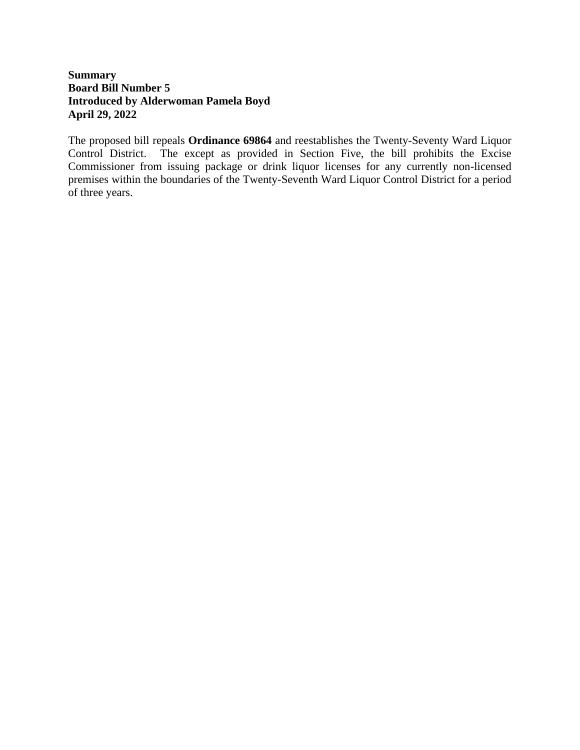**Summary**
**Board Bill Number 5**
**Introduced by Alderwoman Pamela Boyd**
**April 29, 2022**

The proposed bill repeals **Ordinance 69864** and reestablishes the Twenty-Seventy Ward Liquor Control District. The except as provided in Section Five, the bill prohibits the Excise Commissioner from issuing package or drink liquor licenses for any currently non-licensed premises within the boundaries of the Twenty-Seventh Ward Liquor Control District for a period of three years.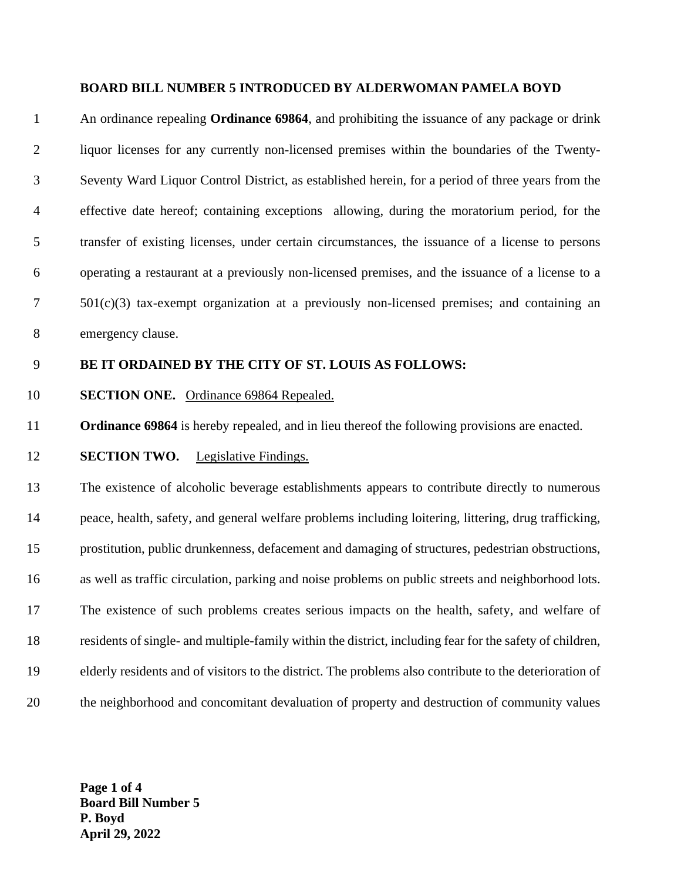**BOARD BILL NUMBER 5 INTRODUCED BY ALDERWOMAN PAMELA BOYD**

An ordinance repealing **Ordinance 69864**, and prohibiting the issuance of any package or drink liquor licenses for any currently non-licensed premises within the boundaries of the Twenty-Seventy Ward Liquor Control District, as established herein, for a period of three years from the effective date hereof; containing exceptions allowing, during the moratorium period, for the transfer of existing licenses, under certain circumstances, the issuance of a license to persons operating a restaurant at a previously non-licensed premises, and the issuance of a license to a 501(c)(3) tax-exempt organization at a previously non-licensed premises; and containing an emergency clause.

**BE IT ORDAINED BY THE CITY OF ST. LOUIS AS FOLLOWS:**

**SECTION ONE.** Ordinance 69864 Repealed.

**Ordinance 69864** is hereby repealed, and in lieu thereof the following provisions are enacted.

**SECTION TWO.** Legislative Findings.

The existence of alcoholic beverage establishments appears to contribute directly to numerous peace, health, safety, and general welfare problems including loitering, littering, drug trafficking, prostitution, public drunkenness, defacement and damaging of structures, pedestrian obstructions, as well as traffic circulation, parking and noise problems on public streets and neighborhood lots. The existence of such problems creates serious impacts on the health, safety, and welfare of residents of single- and multiple-family within the district, including fear for the safety of children, elderly residents and of visitors to the district. The problems also contribute to the deterioration of the neighborhood and concomitant devaluation of property and destruction of community values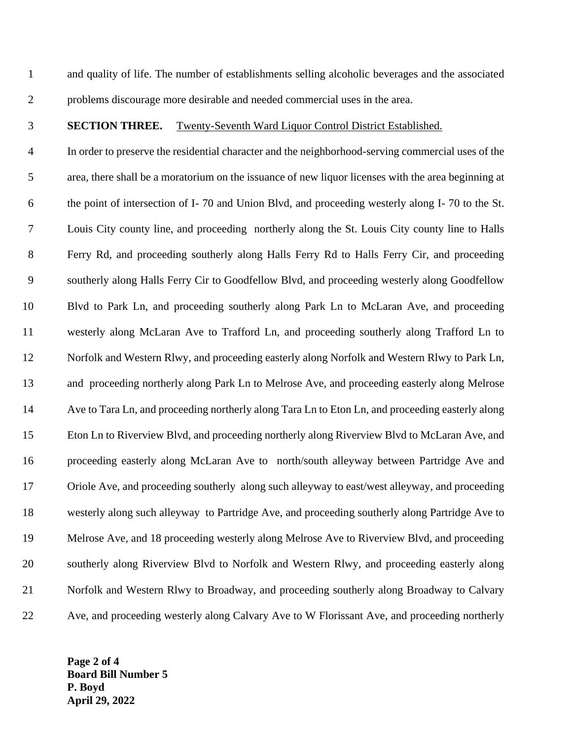and quality of life. The number of establishments selling alcoholic beverages and the associated problems discourage more desirable and needed commercial uses in the area.

**SECTION THREE.** Twenty-Seventh Ward Liquor Control District Established.

In order to preserve the residential character and the neighborhood-serving commercial uses of the area, there shall be a moratorium on the issuance of new liquor licenses with the area beginning at the point of intersection of I- 70 and Union Blvd, and proceeding westerly along I- 70 to the St. Louis City county line, and proceeding northerly along the St. Louis City county line to Halls Ferry Rd, and proceeding southerly along Halls Ferry Rd to Halls Ferry Cir, and proceeding southerly along Halls Ferry Cir to Goodfellow Blvd, and proceeding westerly along Goodfellow Blvd to Park Ln, and proceeding southerly along Park Ln to McLaran Ave, and proceeding westerly along McLaran Ave to Trafford Ln, and proceeding southerly along Trafford Ln to Norfolk and Western Rlwy, and proceeding easterly along Norfolk and Western Rlwy to Park Ln, and proceeding northerly along Park Ln to Melrose Ave, and proceeding easterly along Melrose Ave to Tara Ln, and proceeding northerly along Tara Ln to Eton Ln, and proceeding easterly along Eton Ln to Riverview Blvd, and proceeding northerly along Riverview Blvd to McLaran Ave, and proceeding easterly along McLaran Ave to north/south alleyway between Partridge Ave and Oriole Ave, and proceeding southerly along such alleyway to east/west alleyway, and proceeding westerly along such alleyway to Partridge Ave, and proceeding southerly along Partridge Ave to Melrose Ave, and 18 proceeding westerly along Melrose Ave to Riverview Blvd, and proceeding southerly along Riverview Blvd to Norfolk and Western Rlwy, and proceeding easterly along Norfolk and Western Rlwy to Broadway, and proceeding southerly along Broadway to Calvary Ave, and proceeding westerly along Calvary Ave to W Florissant Ave, and proceeding northerly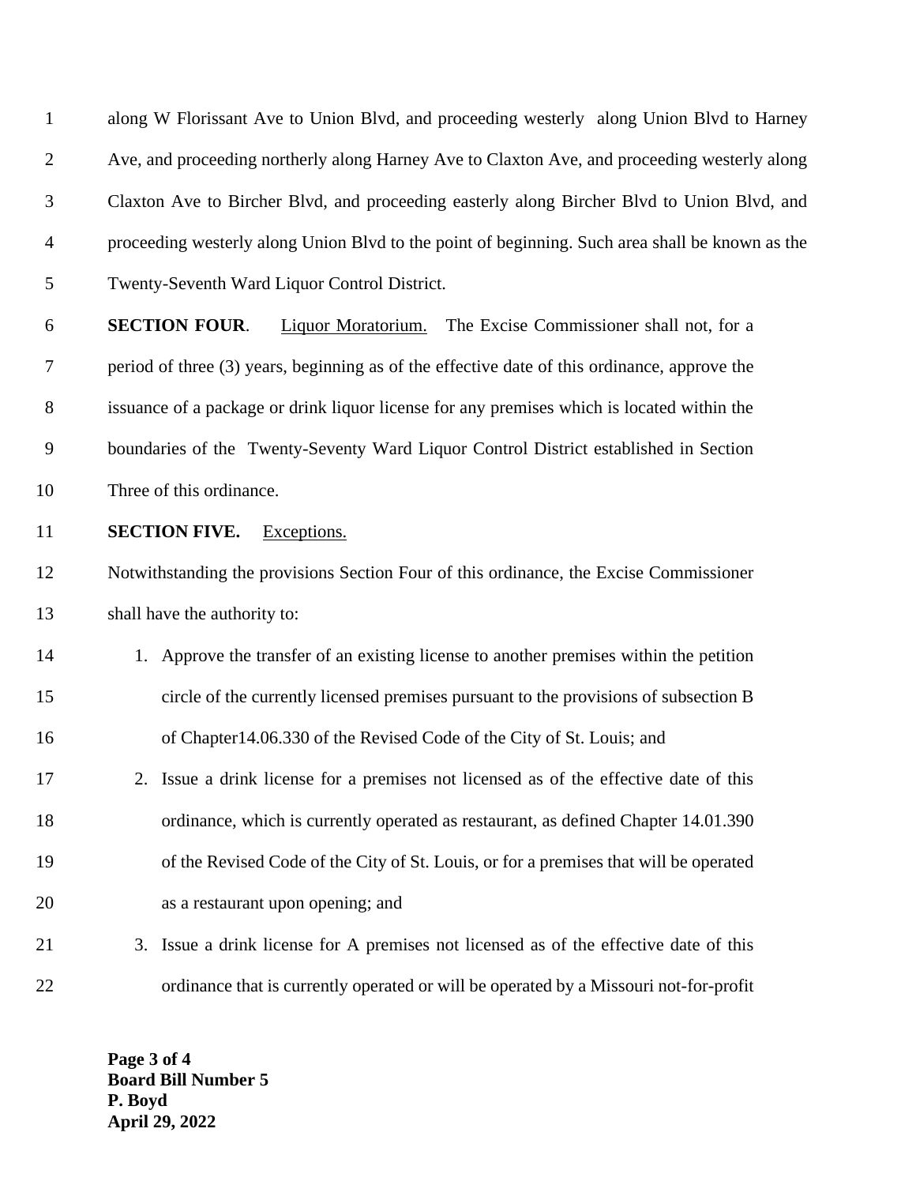along W Florissant Ave to Union Blvd, and proceeding westerly along Union Blvd to Harney Ave, and proceeding northerly along Harney Ave to Claxton Ave, and proceeding westerly along Claxton Ave to Bircher Blvd, and proceeding easterly along Bircher Blvd to Union Blvd, and proceeding westerly along Union Blvd to the point of beginning. Such area shall be known as the Twenty-Seventh Ward Liquor Control District.

**SECTION FOUR**. Liquor Moratorium. The Excise Commissioner shall not, for a period of three (3) years, beginning as of the effective date of this ordinance, approve the issuance of a package or drink liquor license for any premises which is located within the boundaries of the Twenty-Seventy Ward Liquor Control District established in Section Three of this ordinance.

**SECTION FIVE.** Exceptions.

Notwithstanding the provisions Section Four of this ordinance, the Excise Commissioner shall have the authority to:

1. Approve the transfer of an existing license to another premises within the petition circle of the currently licensed premises pursuant to the provisions of subsection B of Chapter14.06.330 of the Revised Code of the City of St. Louis; and
2. Issue a drink license for a premises not licensed as of the effective date of this ordinance, which is currently operated as restaurant, as defined Chapter 14.01.390 of the Revised Code of the City of St. Louis, or for a premises that will be operated as a restaurant upon opening; and
3. Issue a drink license for A premises not licensed as of the effective date of this ordinance that is currently operated or will be operated by a Missouri not-for-profit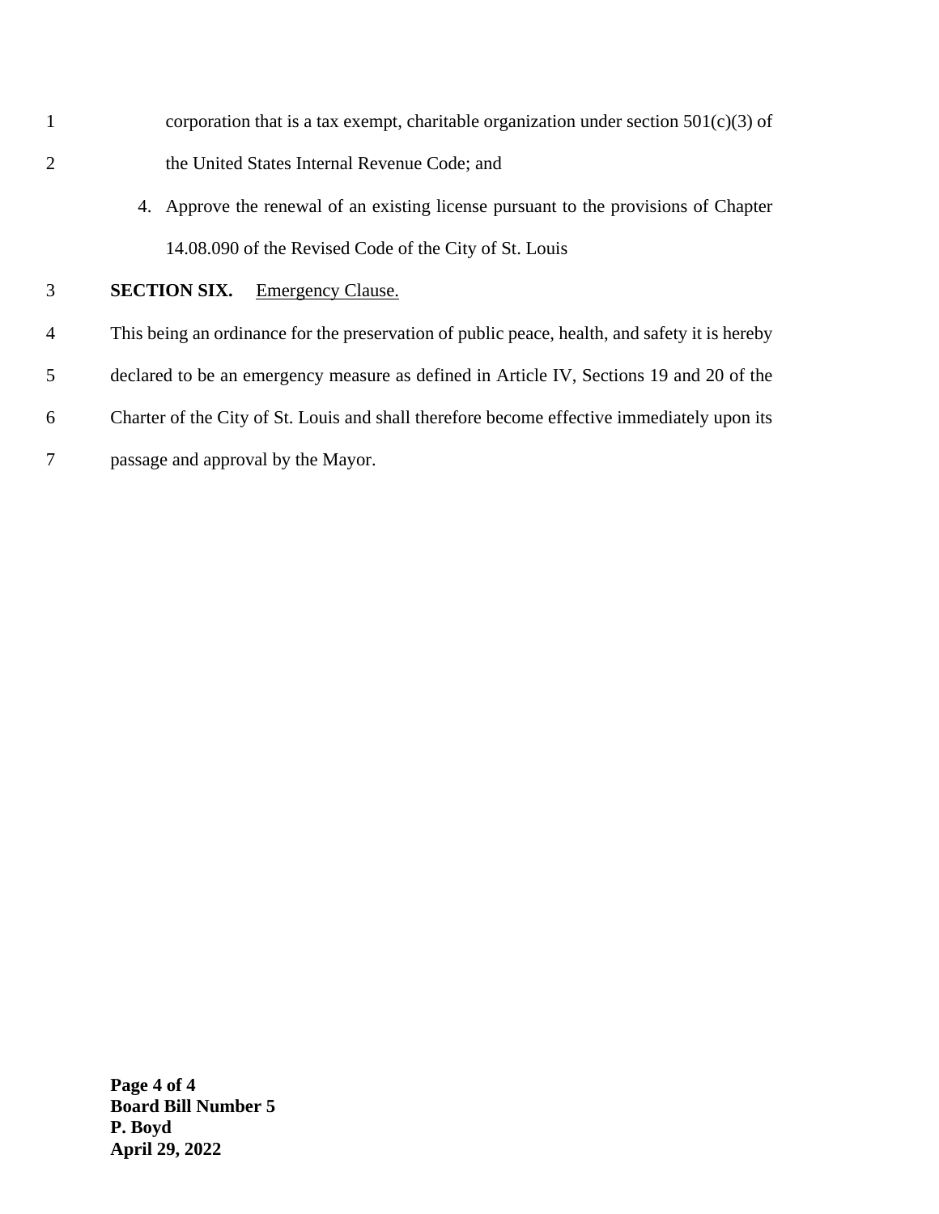corporation that is a tax exempt, charitable organization under section 501(c)(3) of the United States Internal Revenue Code; and

4. Approve the renewal of an existing license pursuant to the provisions of Chapter 14.08.090 of the Revised Code of the City of St. Louis

**SECTION SIX.** Emergency Clause.

This being an ordinance for the preservation of public peace, health, and safety it is hereby declared to be an emergency measure as defined in Article IV, Sections 19 and 20 of the Charter of the City of St. Louis and shall therefore become effective immediately upon its passage and approval by the Mayor.

**Board Bill Number 5**
**P. Boyd**
**April 29, 2022**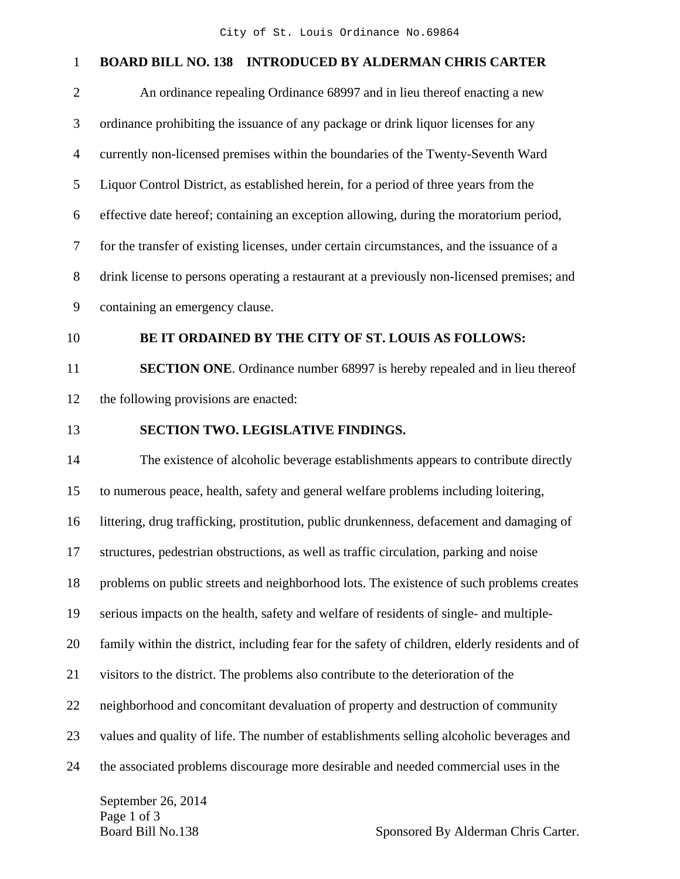**BOARD BILL NO. 138 INTRODUCED BY ALDERMAN CHRIS CARTER**

An ordinance repealing Ordinance 68997 and in lieu thereof enacting a new ordinance prohibiting the issuance of any package or drink liquor licenses for any currently non-licensed premises within the boundaries of the Twenty-Seventh Ward Liquor Control District, as established herein, for a period of three years from the effective date hereof; containing an exception allowing, during the moratorium period, for the transfer of existing licenses, under certain circumstances, and the issuance of a drink license to persons operating a restaurant at a previously non-licensed premises; and containing an emergency clause.

**BE IT ORDAINED BY THE CITY OF ST. LOUIS AS FOLLOWS:**

**SECTION ONE**. Ordinance number 68997 is hereby repealed and in lieu thereof the following provisions are enacted:

**SECTION TWO. LEGISLATIVE FINDINGS.**

The existence of alcoholic beverage establishments appears to contribute directly to numerous peace, health, safety and general welfare problems including loitering, littering, drug trafficking, prostitution, public drunkenness, defacement and damaging of structures, pedestrian obstructions, as well as traffic circulation, parking and noise problems on public streets and neighborhood lots. The existence of such problems creates serious impacts on the health, safety and welfare of residents of single- and multiple-family within the district, including fear for the safety of children, elderly residents and of visitors to the district. The problems also contribute to the deterioration of the neighborhood and concomitant devaluation of property and destruction of community values and quality of life. The number of establishments selling alcoholic beverages and the associated problems discourage more desirable and needed commercial uses in the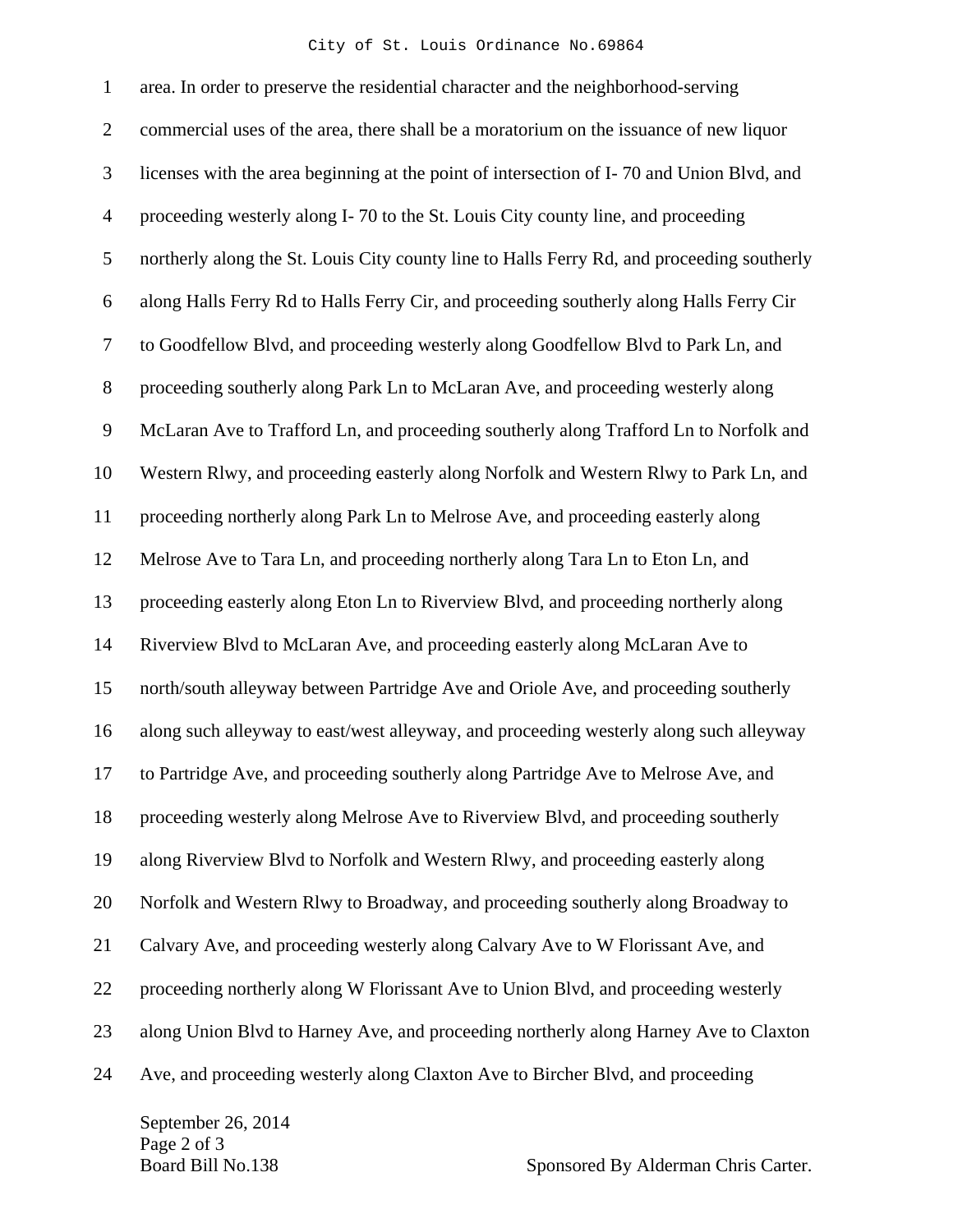area. In order to preserve the residential character and the neighborhood-serving commercial uses of the area, there shall be a moratorium on the issuance of new liquor licenses with the area beginning at the point of intersection of I- 70 and Union Blvd, and proceeding westerly along I- 70 to the St. Louis City county line, and proceeding northerly along the St. Louis City county line to Halls Ferry Rd, and proceeding southerly along Halls Ferry Rd to Halls Ferry Cir, and proceeding southerly along Halls Ferry Cir to Goodfellow Blvd, and proceeding westerly along Goodfellow Blvd to Park Ln, and proceeding southerly along Park Ln to McLaran Ave, and proceeding westerly along McLaran Ave to Trafford Ln, and proceeding southerly along Trafford Ln to Norfolk and Western Rlwy, and proceeding easterly along Norfolk and Western Rlwy to Park Ln, and proceeding northerly along Park Ln to Melrose Ave, and proceeding easterly along Melrose Ave to Tara Ln, and proceeding northerly along Tara Ln to Eton Ln, and proceeding easterly along Eton Ln to Riverview Blvd, and proceeding northerly along Riverview Blvd to McLaran Ave, and proceeding easterly along McLaran Ave to north/south alleyway between Partridge Ave and Oriole Ave, and proceeding southerly along such alleyway to east/west alleyway, and proceeding westerly along such alleyway to Partridge Ave, and proceeding southerly along Partridge Ave to Melrose Ave, and proceeding westerly along Melrose Ave to Riverview Blvd, and proceeding southerly along Riverview Blvd to Norfolk and Western Rlwy, and proceeding easterly along Norfolk and Western Rlwy to Broadway, and proceeding southerly along Broadway to Calvary Ave, and proceeding westerly along Calvary Ave to W Florissant Ave, and proceeding northerly along W Florissant Ave to Union Blvd, and proceeding westerly along Union Blvd to Harney Ave, and proceeding northerly along Harney Ave to Claxton Ave, and proceeding westerly along Claxton Ave to Bircher Blvd, and proceeding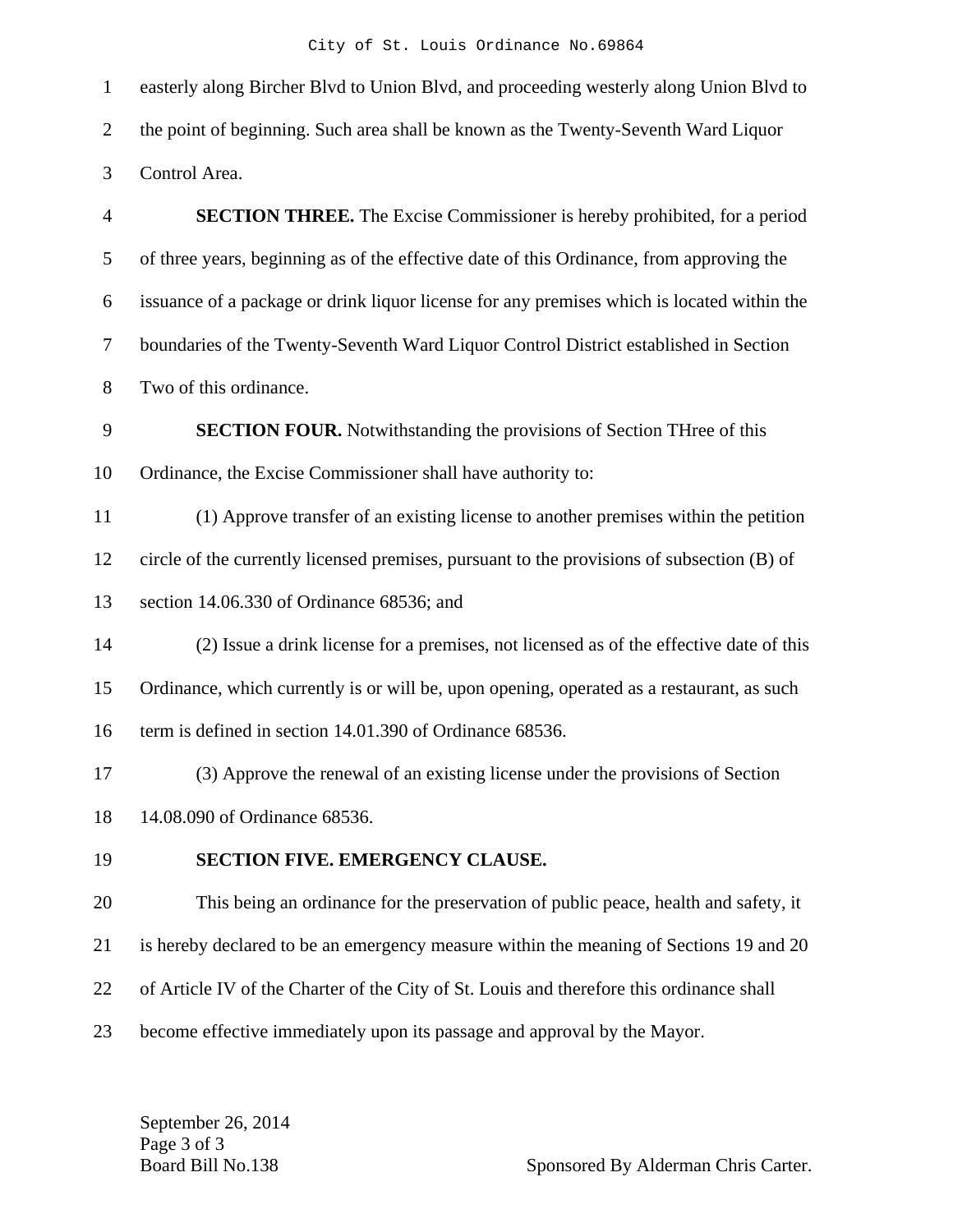easterly along Bircher Blvd to Union Blvd, and proceeding westerly along Union Blvd to the point of beginning. Such area shall be known as the Twenty-Seventh Ward Liquor Control Area.

**SECTION THREE.** The Excise Commissioner is hereby prohibited, for a period of three years, beginning as of the effective date of this Ordinance, from approving the issuance of a package or drink liquor license for any premises which is located within the boundaries of the Twenty-Seventh Ward Liquor Control District established in Section Two of this ordinance.

**SECTION FOUR.** Notwithstanding the provisions of Section THree of this Ordinance, the Excise Commissioner shall have authority to:

(1) Approve transfer of an existing license to another premises within the petition circle of the currently licensed premises, pursuant to the provisions of subsection (B) of section 14.06.330 of Ordinance 68536; and

(2) Issue a drink license for a premises, not licensed as of the effective date of this Ordinance, which currently is or will be, upon opening, operated as a restaurant, as such term is defined in section 14.01.390 of Ordinance 68536.

(3) Approve the renewal of an existing license under the provisions of Section 14.08.090 of Ordinance 68536.

**SECTION FIVE. EMERGENCY CLAUSE.**

This being an ordinance for the preservation of public peace, health and safety, it is hereby declared to be an emergency measure within the meaning of Sections 19 and 20 of Article IV of the Charter of the City of St. Louis and therefore this ordinance shall become effective immediately upon its passage and approval by the Mayor.

September 26, 2014
Board Bill No.138

Sponsored By Alderman Chris Carter.